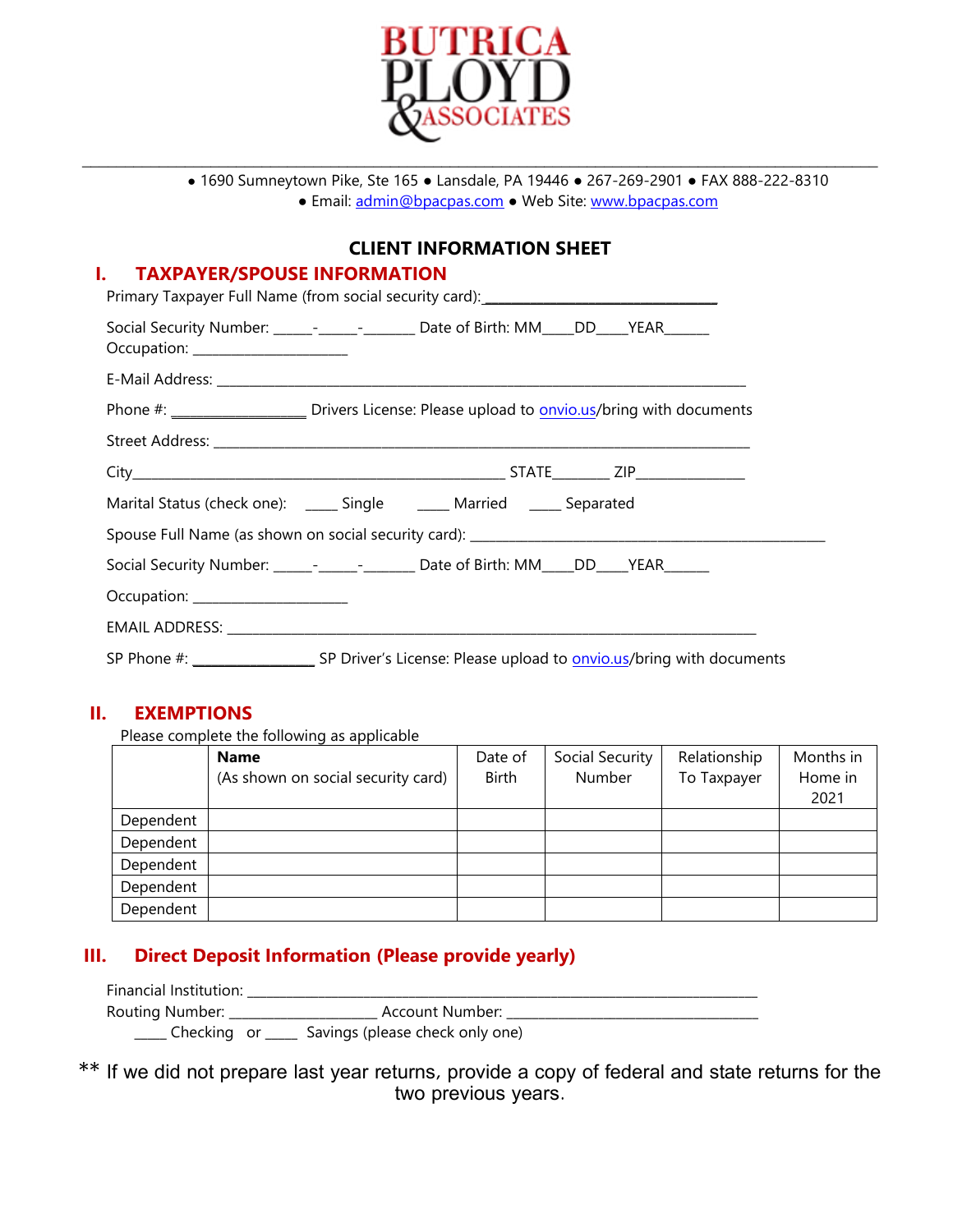# BUTRICA PLOYD & ASSOCIATES

● 1690 Sumneytown Pike, Ste 165 ● Lansdale, PA 19446 ● 267-269-2901 ● FAX 888-222-8310
● Email: admin@bpacpas.com ● Web Site: www.bpacpas.com

## CLIENT INFORMATION SHEET

## I. TAXPAYER/SPOUSE INFORMATION

Primary Taxpayer Full Name (from social security card): ______________________________

Social Security Number: _____-_____-_______ Date of Birth: MM____DD____YEAR______
Occupation: _____________________

E-Mail Address: ______________________________________________________________________

Phone #: __________________ Drivers License: Please upload to onvio.us/bring with documents

Street Address: ______________________________________________________________________

City___________________________________________________ STATE________ ZIP_______________

Marital Status (check one): _____ Single _____ Married _____ Separated

Spouse Full Name (as shown on social security card): _________________________________________________

Social Security Number: _____-_____-_______ Date of Birth: MM____DD____YEAR______

Occupation: _____________________

EMAIL ADDRESS: ______________________________________________________________________

SP Phone #: _________________ SP Driver's License: Please upload to onvio.us/bring with documents

## II. EXEMPTIONS

Please complete the following as applicable

| | **Name** (As shown on social security card) | Date of Birth | Social Security Number | Relationship To Taxpayer | Months in Home in 2021 |
|---|---|---|---|---|---|
| Dependent | | | | | |
| Dependent | | | | | |
| Dependent | | | | | |
| Dependent | | | | | |
| Dependent | | | | | |

## III. Direct Deposit Information (Please provide yearly)

Financial Institution: ________________________________________________________________
Routing Number: ____________________ Account Number: ___________________________________
____ Checking or ____ Savings (please check only one)

** If we did not prepare last year returns, provide a copy of federal and state returns for the two previous years.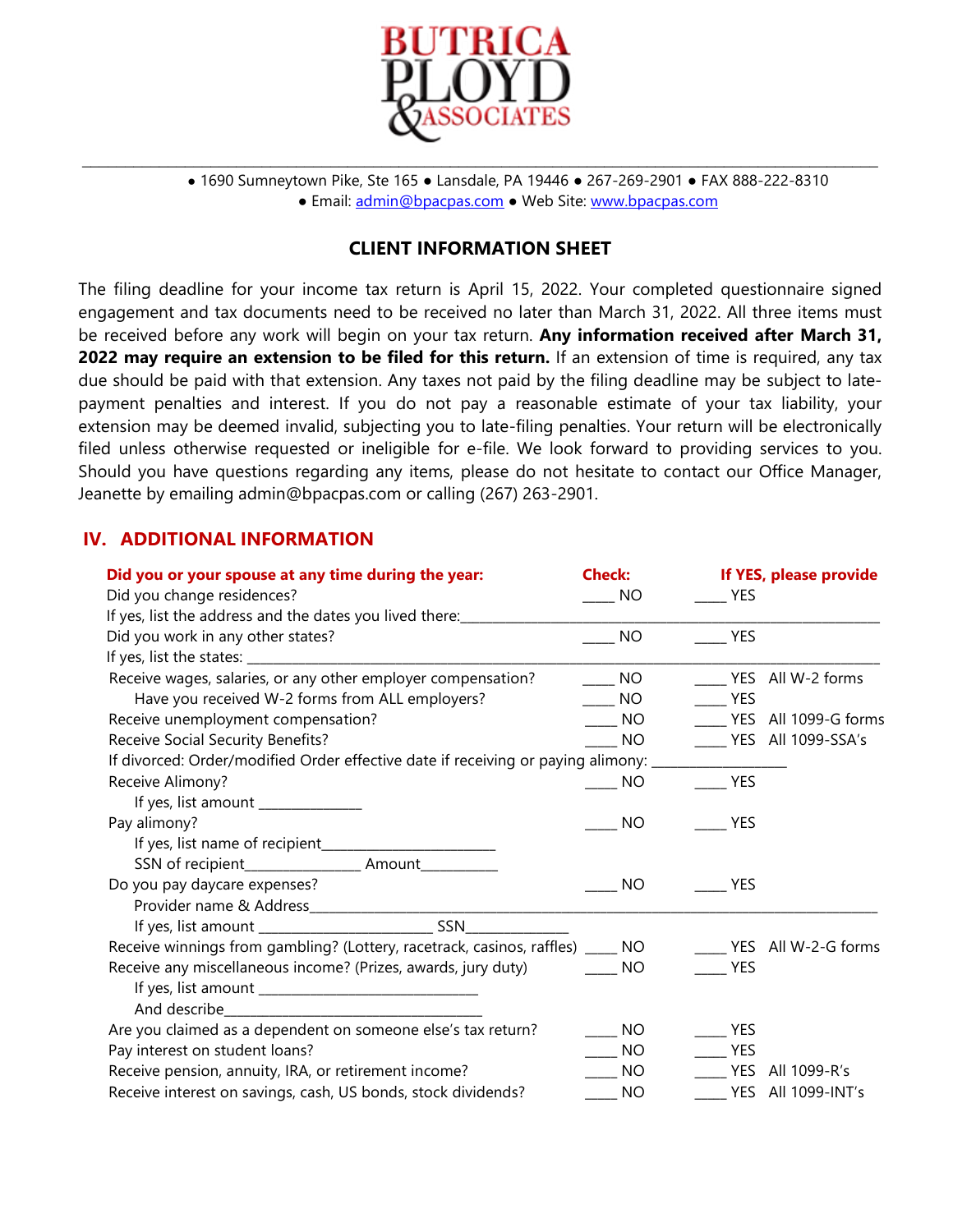**BUTRICA PLOYD & ASSOCIATES**

● 1690 Sumneytown Pike, Ste 165 ● Lansdale, PA 19446 ● 267-269-2901 ● FAX 888-222-8310
● Email: admin@bpacpas.com ● Web Site: www.bpacpas.com

## CLIENT INFORMATION SHEET

The filing deadline for your income tax return is April 15, 2022. Your completed questionnaire signed engagement and tax documents need to be received no later than March 31, 2022. All three items must be received before any work will begin on your tax return. **Any information received after March 31, 2022 may require an extension to be filed for this return.** If an extension of time is required, any tax due should be paid with that extension. Any taxes not paid by the filing deadline may be subject to late-payment penalties and interest. If you do not pay a reasonable estimate of your tax liability, your extension may be deemed invalid, subjecting you to late-filing penalties. Your return will be electronically filed unless otherwise requested or ineligible for e-file. We look forward to providing services to you. Should you have questions regarding any items, please do not hesitate to contact our Office Manager, Jeanette by emailing admin@bpacpas.com or calling (267) 263-2901.

## IV. ADDITIONAL INFORMATION

| Did you or your spouse at any time during the year: | Check: | If YES, please provide |
|---|---|---|
| Did you change residences? | ____ NO | ____ YES |
| If yes, list the address and the dates you lived there:____________________ | | |
| Did you work in any other states? | ____ NO | ____ YES |
| If yes, list the states: ____________________ | | |
| Receive wages, salaries, or any other employer compensation? | ____ NO | ____ YES All W-2 forms |
| Have you received W-2 forms from ALL employers? | ____ NO | ____ YES |
| Receive unemployment compensation? | ____ NO | ____ YES All 1099-G forms |
| Receive Social Security Benefits? | ____ NO | ____ YES All 1099-SSA's |
| If divorced: Order/modified Order effective date if receiving or paying alimony: ____________ | | |
| Receive Alimony? | ____ NO | ____ YES |
| If yes, list amount ____________ | | |
| Pay alimony? | ____ NO | ____ YES |
| If yes, list name of recipient____________________ | | |
| SSN of recipient____________ Amount__________ | | |
| Do you pay daycare expenses? | ____ NO | ____ YES |
| Provider name & Address____________________ | | |
| If yes, list amount ____________________ SSN____________ | | |
| Receive winnings from gambling? (Lottery, racetrack, casinos, raffles) | ____ NO | ____ YES All W-2-G forms |
| Receive any miscellaneous income? (Prizes, awards, jury duty) | ____ NO | ____ YES |
| If yes, list amount ____________________ | | |
| And describe____________________ | | |
| Are you claimed as a dependent on someone else's tax return? | ____ NO | ____ YES |
| Pay interest on student loans? | ____ NO | ____ YES |
| Receive pension, annuity, IRA, or retirement income? | ____ NO | ____ YES All 1099-R's |
| Receive interest on savings, cash, US bonds, stock dividends? | ____ NO | ____ YES All 1099-INT's |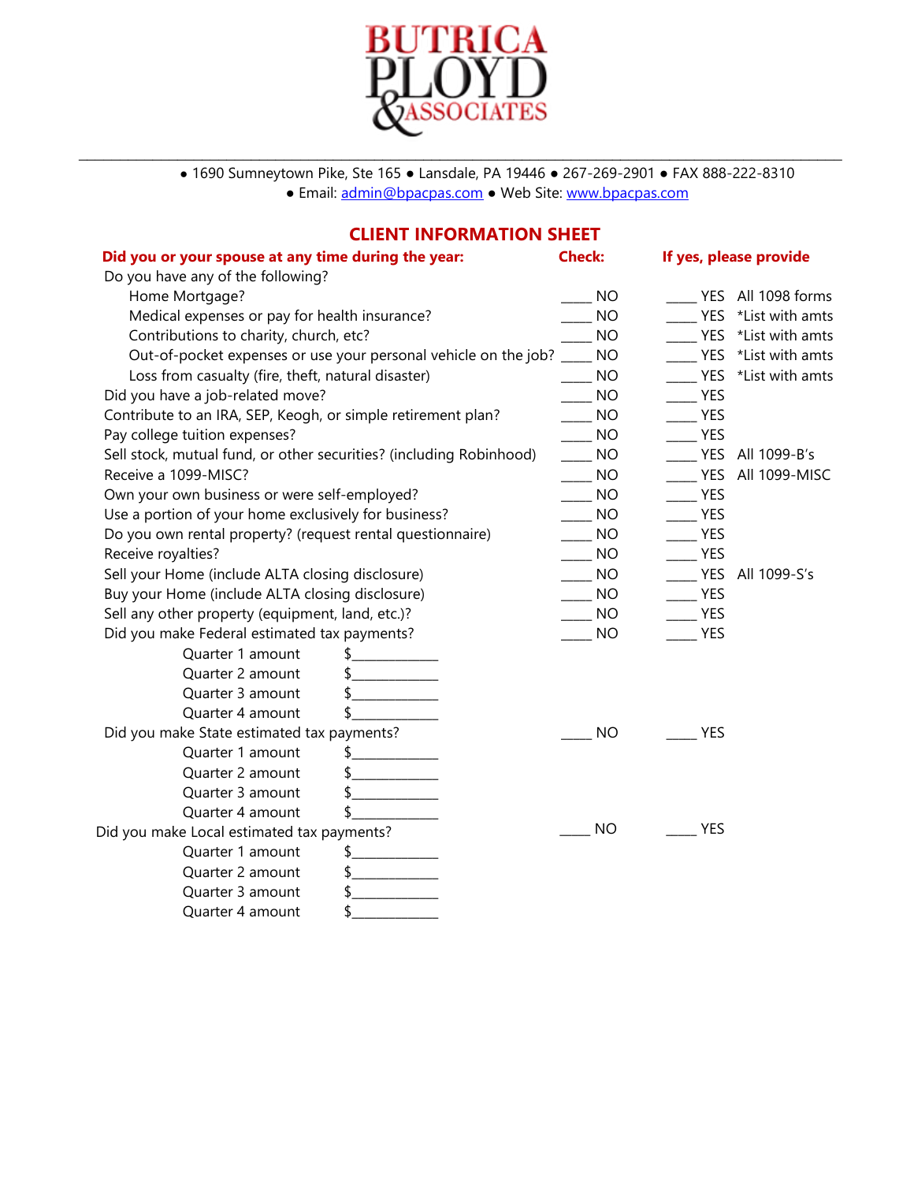**BUTRICA PLOYD & ASSOCIATES**

● 1690 Sumneytown Pike, Ste 165 ● Lansdale, PA 19446 ● 267-269-2901 ● FAX 888-222-8310
● Email: admin@bpacpas.com ● Web Site: www.bpacpas.com

## CLIENT INFORMATION SHEET

| Did you or your spouse at any time during the year: | Check: | | If yes, please provide |
|---|---|---|---|
| Do you have any of the following? | | | |
| Home Mortgage? | ____ NO | ____ YES | All 1098 forms |
| Medical expenses or pay for health insurance? | ____ NO | ____ YES | *List with amts |
| Contributions to charity, church, etc? | ____ NO | ____ YES | *List with amts |
| Out-of-pocket expenses or use your personal vehicle on the job? | ____ NO | ____ YES | *List with amts |
| Loss from casualty (fire, theft, natural disaster) | ____ NO | ____ YES | *List with amts |
| Did you have a job-related move? | ____ NO | ____ YES | |
| Contribute to an IRA, SEP, Keogh, or simple retirement plan? | ____ NO | ____ YES | |
| Pay college tuition expenses? | ____ NO | ____ YES | |
| Sell stock, mutual fund, or other securities? (including Robinhood) | ____ NO | ____ YES | All 1099-B's |
| Receive a 1099-MISC? | ____ NO | ____ YES | All 1099-MISC |
| Own your own business or were self-employed? | ____ NO | ____ YES | |
| Use a portion of your home exclusively for business? | ____ NO | ____ YES | |
| Do you own rental property? (request rental questionnaire) | ____ NO | ____ YES | |
| Receive royalties? | ____ NO | ____ YES | |
| Sell your Home (include ALTA closing disclosure) | ____ NO | ____ YES | All 1099-S's |
| Buy your Home (include ALTA closing disclosure) | ____ NO | ____ YES | |
| Sell any other property (equipment, land, etc.)? | ____ NO | ____ YES | |
| Did you make Federal estimated tax payments? | ____ NO | ____ YES | |
| Quarter 1 amount $____________ | | | |
| Quarter 2 amount $____________ | | | |
| Quarter 3 amount $____________ | | | |
| Quarter 4 amount $____________ | | | |
| Did you make State estimated tax payments? | ____ NO | ____ YES | |
| Quarter 1 amount $____________ | | | |
| Quarter 2 amount $____________ | | | |
| Quarter 3 amount $____________ | | | |
| Quarter 4 amount $____________ | | | |
| Did you make Local estimated tax payments? | ____ NO | ____ YES | |
| Quarter 1 amount $____________ | | | |
| Quarter 2 amount $____________ | | | |
| Quarter 3 amount $____________ | | | |
| Quarter 4 amount $____________ | | | |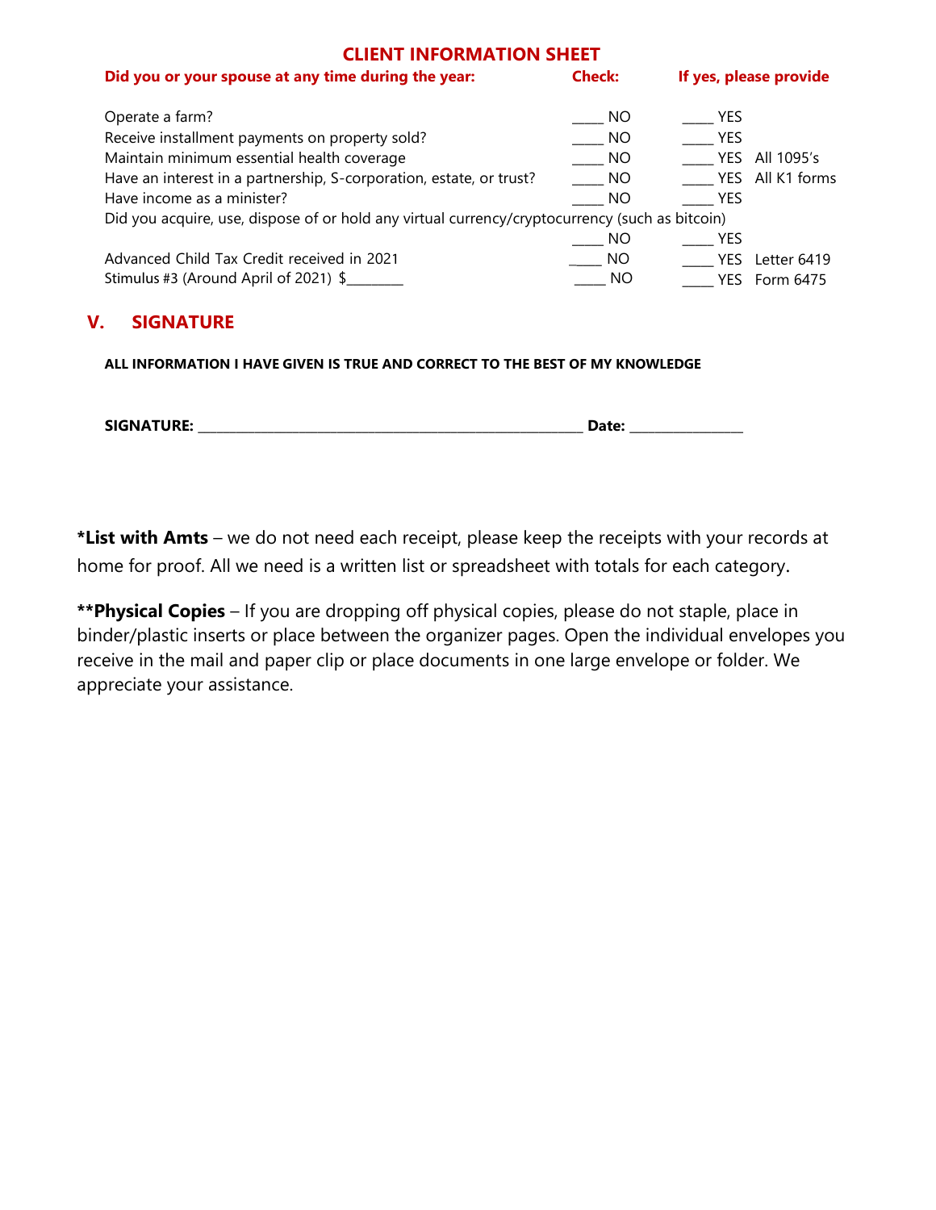## CLIENT INFORMATION SHEET

| Did you or your spouse at any time during the year: | Check: | | If yes, please provide |
|---|---|---|---|
| Operate a farm? | ____ NO | ____ YES | |
| Receive installment payments on property sold? | ____ NO | ____ YES | |
| Maintain minimum essential health coverage | ____ NO | ____ YES | All 1095's |
| Have an interest in a partnership, S-corporation, estate, or trust? | ____ NO | ____ YES | All K1 forms |
| Have income as a minister? | ____ NO | ____ YES | |
| Did you acquire, use, dispose of or hold any virtual currency/cryptocurrency (such as bitcoin) | ____ NO | ____ YES | |
| Advanced Child Tax Credit received in 2021 | ____ NO | ____ YES | Letter 6419 |
| Stimulus #3 (Around April of 2021) $________ | ____ NO | ____ YES | Form 6475 |

## V. SIGNATURE

**ALL INFORMATION I HAVE GIVEN IS TRUE AND CORRECT TO THE BEST OF MY KNOWLEDGE**

**SIGNATURE:** ________________________________________ **Date:** ______________

***List with Amts** – we do not need each receipt, please keep the receipts with your records at home for proof. All we need is a written list or spreadsheet with totals for each category.

****Physical Copies** – If you are dropping off physical copies, please do not staple, place in binder/plastic inserts or place between the organizer pages. Open the individual envelopes you receive in the mail and paper clip or place documents in one large envelope or folder. We appreciate your assistance.